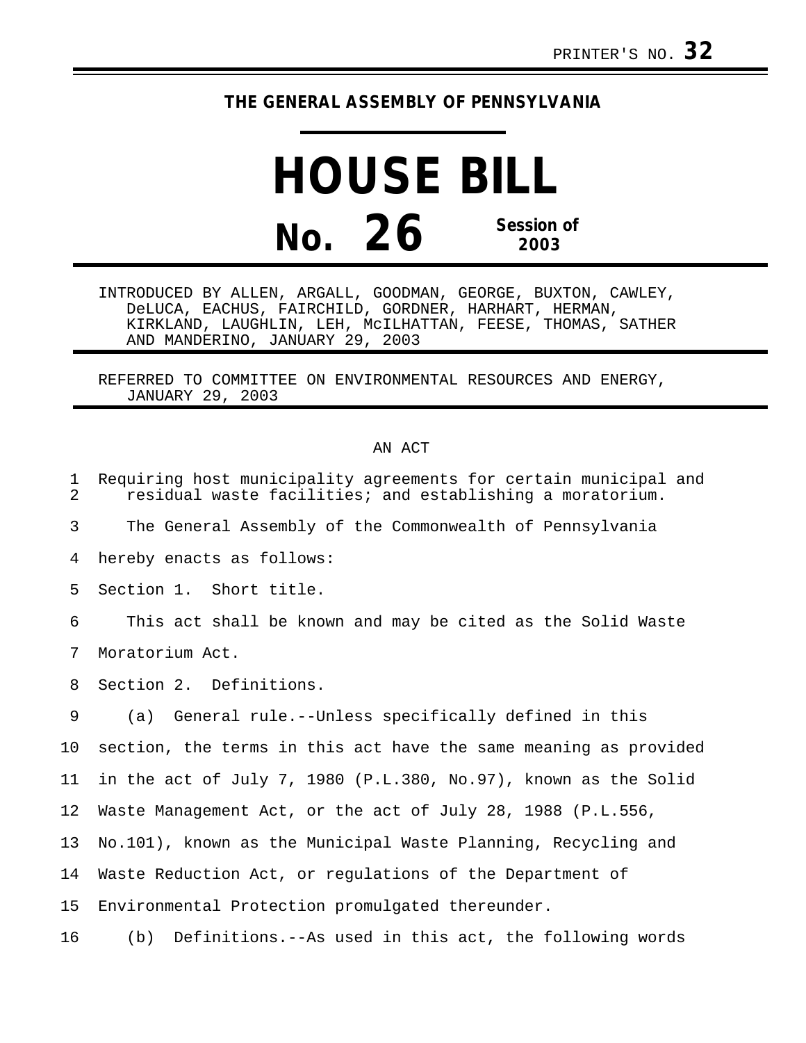PRINTER'S NO. **32**

**THE GENERAL ASSEMBLY OF PENNSYLVANIA**

# HOUSE BILL

## No. 26 Session of 2003

INTRODUCED BY ALLEN, ARGALL, GOODMAN, GEORGE, BUXTON, CAWLEY, DeLUCA, EACHUS, FAIRCHILD, GORDNER, HARHART, HERMAN, KIRKLAND, LAUGHLIN, LEH, McILHATTAN, FEESE, THOMAS, SATHER AND MANDERINO, JANUARY 29, 2003

REFERRED TO COMMITTEE ON ENVIRONMENTAL RESOURCES AND ENERGY, JANUARY 29, 2003

AN ACT

1 Requiring host municipality agreements for certain municipal and
2 residual waste facilities; and establishing a moratorium.

3 The General Assembly of the Commonwealth of Pennsylvania
4 hereby enacts as follows:

5 Section 1. Short title.

6 This act shall be known and may be cited as the Solid Waste
7 Moratorium Act.

8 Section 2. Definitions.

9 (a) General rule.--Unless specifically defined in this
10 section, the terms in this act have the same meaning as provided
11 in the act of July 7, 1980 (P.L.380, No.97), known as the Solid
12 Waste Management Act, or the act of July 28, 1988 (P.L.556,
13 No.101), known as the Municipal Waste Planning, Recycling and
14 Waste Reduction Act, or regulations of the Department of
15 Environmental Protection promulgated thereunder.

16 (b) Definitions.--As used in this act, the following words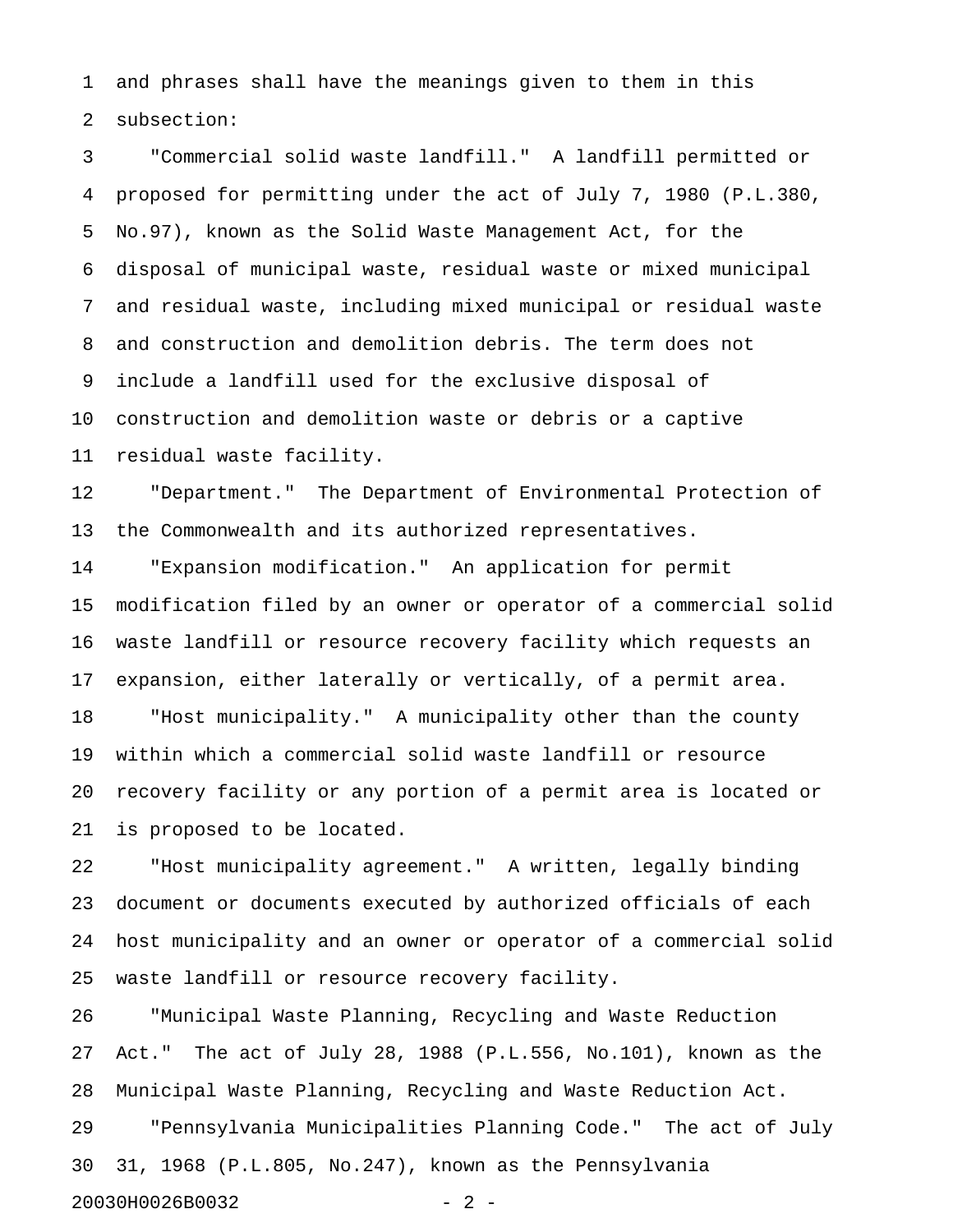and phrases shall have the meanings given to them in this subsection:

"Commercial solid waste landfill." A landfill permitted or proposed for permitting under the act of July 7, 1980 (P.L.380, No.97), known as the Solid Waste Management Act, for the disposal of municipal waste, residual waste or mixed municipal and residual waste, including mixed municipal or residual waste and construction and demolition debris. The term does not include a landfill used for the exclusive disposal of construction and demolition waste or debris or a captive residual waste facility.

"Department." The Department of Environmental Protection of the Commonwealth and its authorized representatives.

"Expansion modification." An application for permit modification filed by an owner or operator of a commercial solid waste landfill or resource recovery facility which requests an expansion, either laterally or vertically, of a permit area.

"Host municipality." A municipality other than the county within which a commercial solid waste landfill or resource recovery facility or any portion of a permit area is located or is proposed to be located.

"Host municipality agreement." A written, legally binding document or documents executed by authorized officials of each host municipality and an owner or operator of a commercial solid waste landfill or resource recovery facility.

"Municipal Waste Planning, Recycling and Waste Reduction Act." The act of July 28, 1988 (P.L.556, No.101), known as the Municipal Waste Planning, Recycling and Waste Reduction Act.

"Pennsylvania Municipalities Planning Code." The act of July 31, 1968 (P.L.805, No.247), known as the Pennsylvania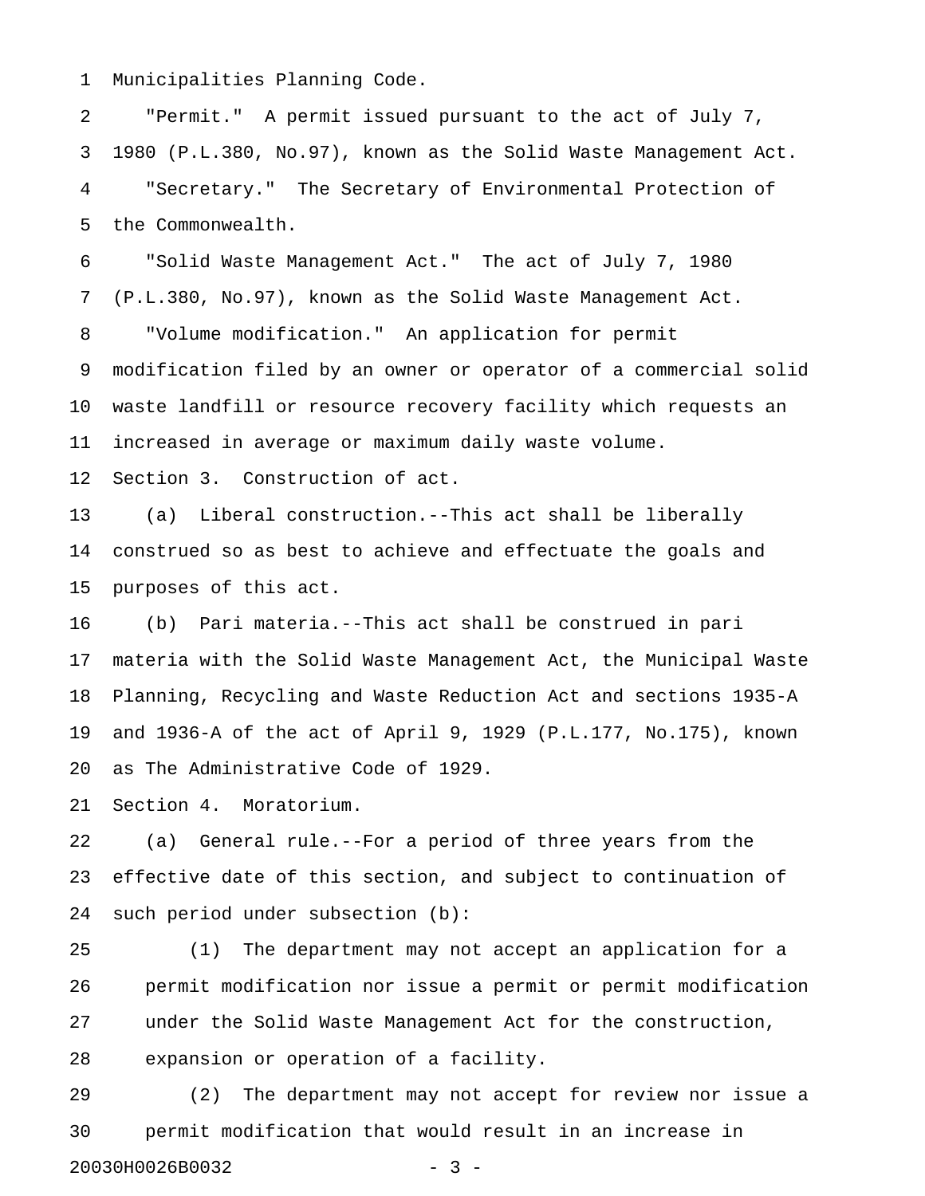Municipalities Planning Code.

"Permit." A permit issued pursuant to the act of July 7, 1980 (P.L.380, No.97), known as the Solid Waste Management Act.

"Secretary." The Secretary of Environmental Protection of the Commonwealth.

"Solid Waste Management Act." The act of July 7, 1980 (P.L.380, No.97), known as the Solid Waste Management Act.

"Volume modification." An application for permit modification filed by an owner or operator of a commercial solid waste landfill or resource recovery facility which requests an increased in average or maximum daily waste volume.

Section 3. Construction of act.

(a) Liberal construction.--This act shall be liberally construed so as best to achieve and effectuate the goals and purposes of this act.

(b) Pari materia.--This act shall be construed in pari materia with the Solid Waste Management Act, the Municipal Waste Planning, Recycling and Waste Reduction Act and sections 1935-A and 1936-A of the act of April 9, 1929 (P.L.177, No.175), known as The Administrative Code of 1929.

Section 4. Moratorium.

(a) General rule.--For a period of three years from the effective date of this section, and subject to continuation of such period under subsection (b):

(1) The department may not accept an application for a permit modification nor issue a permit or permit modification under the Solid Waste Management Act for the construction, expansion or operation of a facility.

(2) The department may not accept for review nor issue a permit modification that would result in an increase in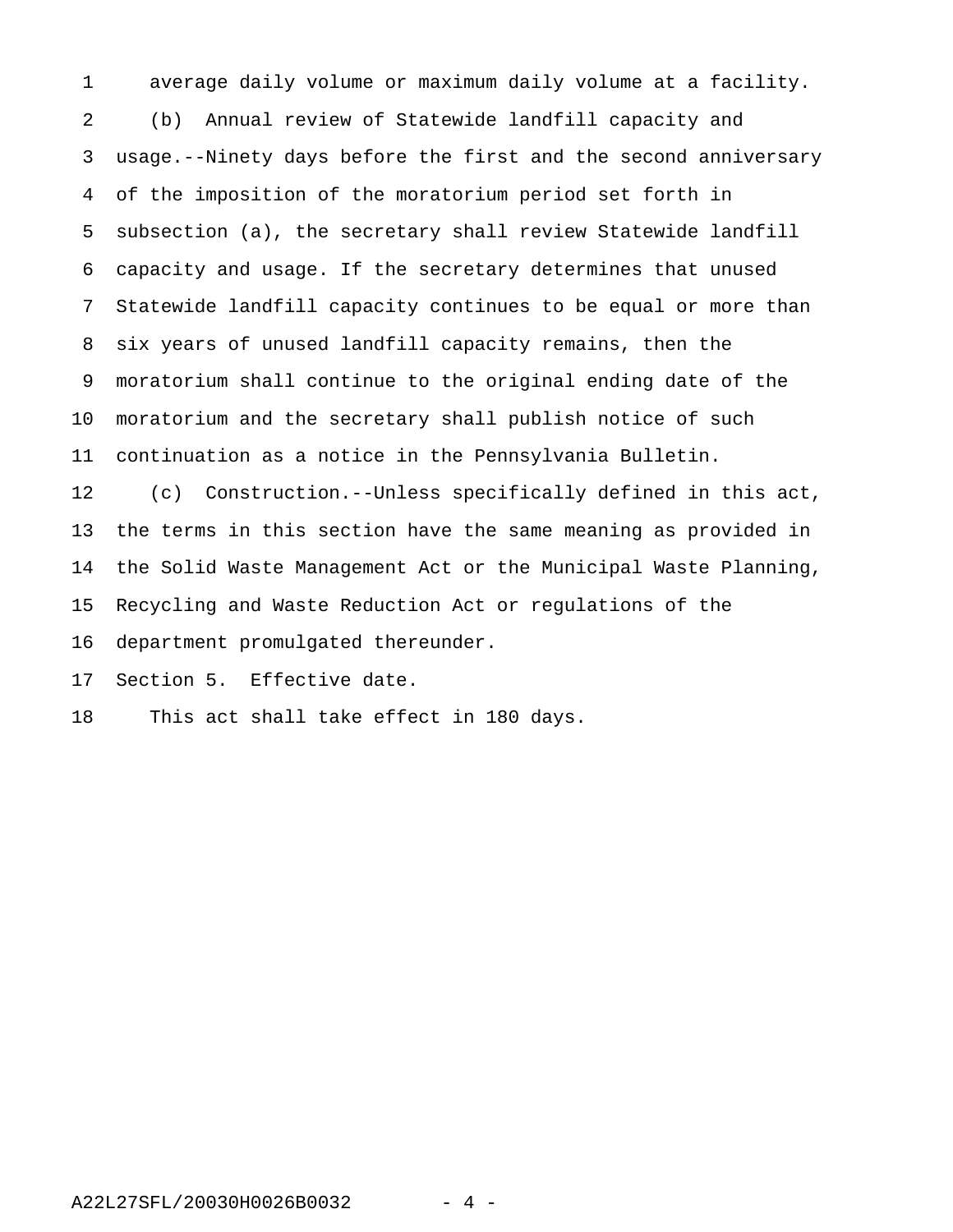average daily volume or maximum daily volume at a facility.

(b) Annual review of Statewide landfill capacity and usage.--Ninety days before the first and the second anniversary of the imposition of the moratorium period set forth in subsection (a), the secretary shall review Statewide landfill capacity and usage. If the secretary determines that unused Statewide landfill capacity continues to be equal or more than six years of unused landfill capacity remains, then the moratorium shall continue to the original ending date of the moratorium and the secretary shall publish notice of such continuation as a notice in the Pennsylvania Bulletin.

(c) Construction.--Unless specifically defined in this act, the terms in this section have the same meaning as provided in the Solid Waste Management Act or the Municipal Waste Planning, Recycling and Waste Reduction Act or regulations of the department promulgated thereunder.

Section 5. Effective date.

This act shall take effect in 180 days.